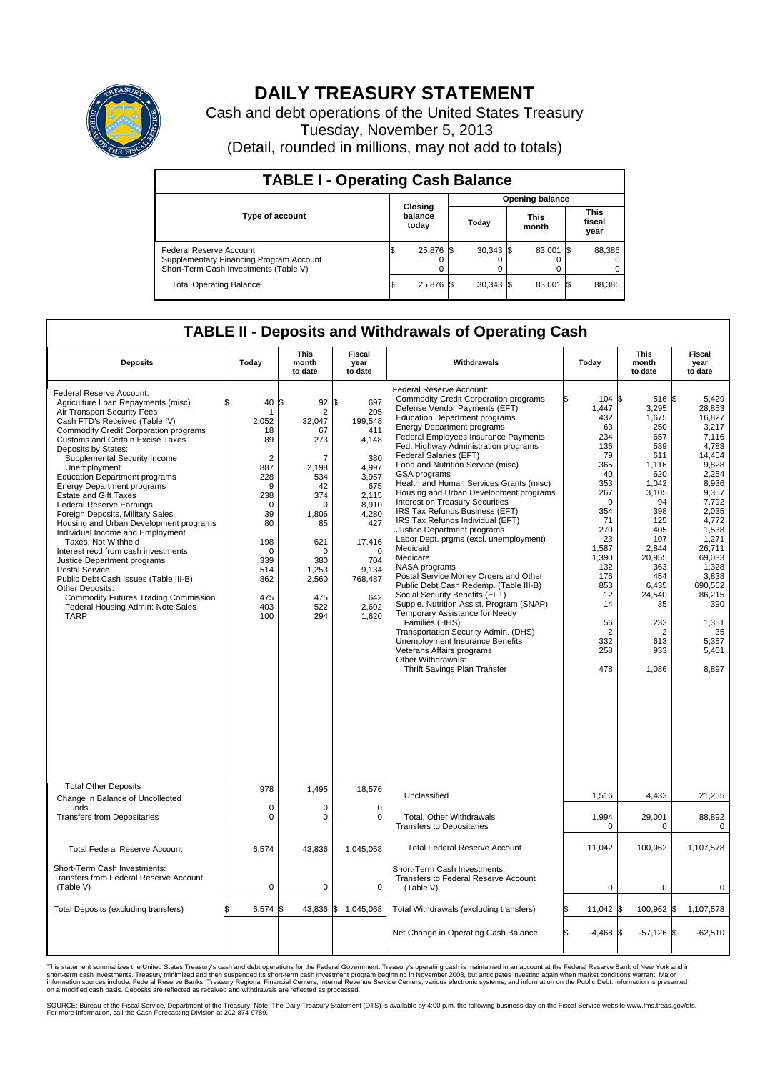# DAILY TREASURY STATEMENT

Cash and debt operations of the United States Treasury

Tuesday, November 5, 2013

(Detail, rounded in millions, may not add to totals)

## TABLE I - Operating Cash Balance

| Type of account | Closing balance today | Opening balance Today | Opening balance This month | Opening balance This fiscal year |
|---|---|---|---|---|
| Federal Reserve Account | $ 25,876 | $ 30,343 | $ 83,001 | $ 88,386 |
| Supplementary Financing Program Account | 0 | 0 | 0 | 0 |
| Short-Term Cash Investments (Table V) | 0 | 0 | 0 | 0 |
| Total Operating Balance | $ 25,876 | $ 30,343 | $ 83,001 | $ 88,386 |

## TABLE II - Deposits and Withdrawals of Operating Cash

| Deposits | Today | This month to date | Fiscal year to date |
|---|---|---|---|
| Federal Reserve Account: | | | |
| Agriculture Loan Repayments (misc) | $ 40 | $ 92 | $ 697 |
| Air Transport Security Fees | 1 | 2 | 205 |
| Cash FTD's Received (Table IV) | 2,052 | 32,047 | 199,548 |
| Commodity Credit Corporation programs | 18 | 67 | 411 |
| Customs and Certain Excise Taxes | 89 | 273 | 4,148 |
| Deposits by States: | | | |
| Supplemental Security Income | 2 | 7 | 380 |
| Unemployment | 887 | 2,198 | 4,997 |
| Education Department programs | 228 | 534 | 3,957 |
| Energy Department programs | 9 | 42 | 675 |
| Estate and Gift Taxes | 238 | 374 | 2,115 |
| Federal Reserve Earnings | 0 | 0 | 8,910 |
| Foreign Deposits, Military Sales | 39 | 1,806 | 4,280 |
| Housing and Urban Development programs | 80 | 85 | 427 |
| Individual Income and Employment Taxes, Not Withheld | 198 | 621 | 17,416 |
| Interest recd from cash investments | 0 | 0 | 0 |
| Justice Department programs | 339 | 380 | 704 |
| Postal Service | 514 | 1,253 | 9,134 |
| Public Debt Cash Issues (Table III-B) | 862 | 2,560 | 768,487 |
| Other Deposits: | | | |
| Commodity Futures Trading Commission | 475 | 475 | 642 |
| Federal Housing Admin: Note Sales | 403 | 522 | 2,602 |
| TARP | 100 | 294 | 1,620 |
| Total Other Deposits | 978 | 1,495 | 18,576 |
| Change in Balance of Uncollected Funds | 0 | 0 | 0 |
| Transfers from Depositaries | 0 | 0 | 0 |
| Total Federal Reserve Account | 6,574 | 43,836 | 1,045,068 |
| Short-Term Cash Investments: Transfers from Federal Reserve Account (Table V) | 0 | 0 | 0 |
| Total Deposits (excluding transfers) | $ 6,574 | $ 43,836 | $ 1,045,068 |

| Withdrawals | Today | This month to date | Fiscal year to date |
|---|---|---|---|
| Federal Reserve Account: | | | |
| Commodity Credit Corporation programs | $ 104 | $ 516 | $ 5,429 |
| Defense Vendor Payments (EFT) | 1,447 | 3,295 | 28,853 |
| Education Department programs | 432 | 1,675 | 16,827 |
| Energy Department programs | 63 | 250 | 3,217 |
| Federal Employees Insurance Payments | 234 | 657 | 7,116 |
| Fed. Highway Administration programs | 136 | 539 | 4,783 |
| Federal Salaries (EFT) | 79 | 611 | 14,454 |
| Food and Nutrition Service (misc) | 365 | 1,116 | 9,828 |
| GSA programs | 40 | 620 | 2,254 |
| Health and Human Services Grants (misc) | 353 | 1,042 | 8,936 |
| Housing and Urban Development programs | 267 | 3,105 | 9,357 |
| Interest on Treasury Securities | 0 | 94 | 7,792 |
| IRS Tax Refunds Business (EFT) | 354 | 398 | 2,035 |
| IRS Tax Refunds Individual (EFT) | 71 | 125 | 4,772 |
| Justice Department programs | 270 | 405 | 1,538 |
| Labor Dept. prgms (excl. unemployment) | 23 | 107 | 1,271 |
| Medicaid | 1,587 | 2,844 | 26,711 |
| Medicare | 1,390 | 20,955 | 69,033 |
| NASA programs | 132 | 363 | 1,328 |
| Postal Service Money Orders and Other | 176 | 454 | 3,838 |
| Public Debt Cash Redemp. (Table III-B) | 853 | 6,435 | 690,562 |
| Social Security Benefits (EFT) | 12 | 24,540 | 86,215 |
| Supple. Nutrition Assist. Program (SNAP) | 14 | 35 | 390 |
| Temporary Assistance for Needy Families (HHS) | 56 | 233 | 1,351 |
| Transportation Security Admin. (DHS) | 2 | 2 | 35 |
| Unemployment Insurance Benefits | 332 | 613 | 5,357 |
| Veterans Affairs programs | 258 | 933 | 5,401 |
| Other Withdrawals: | | | |
| Thrift Savings Plan Transfer | 478 | 1,086 | 8,897 |
| Unclassified | 1,516 | 4,433 | 21,255 |
| Total, Other Withdrawals | 1,994 | 29,001 | 88,892 |
| Transfers to Depositaries | 0 | 0 | 0 |
| Total Federal Reserve Account | 11,042 | 100,962 | 1,107,578 |
| Short-Term Cash Investments: Transfers to Federal Reserve Account (Table V) | 0 | 0 | 0 |
| Total Withdrawals (excluding transfers) | $ 11,042 | $ 100,962 | $ 1,107,578 |
| Net Change in Operating Cash Balance | $ -4,468 | $ -57,126 | $ -62,510 |

This statement summarizes the United States Treasury's cash and debt operations for the Federal Government. Treasury's operating cash is maintained in an account at the Federal Reserve Bank of New York and in short-term cash investments. Treasury minimized and then suspended its short-term cash investment program beginning in November 2008, but anticipates investing again when market conditions warrant. Major information sources include: Federal Reserve Banks, Treasury Regional Financial Centers, Internal Revenue Service Centers, various electronic systems, and information on the Public Debt. Information is presented on a modified cash basis. Deposits are reflected as received and withdrawals are reflected as processed.

SOURCE: Bureau of the Fiscal Service, Department of the Treasury. Note: The Daily Treasury Statement (DTS) is available by 4:00 p.m. the following business day on the Fiscal Service website www.fms.treas.gov/dts. For more information, call the Cash Forecasting Division at 202-874-9789.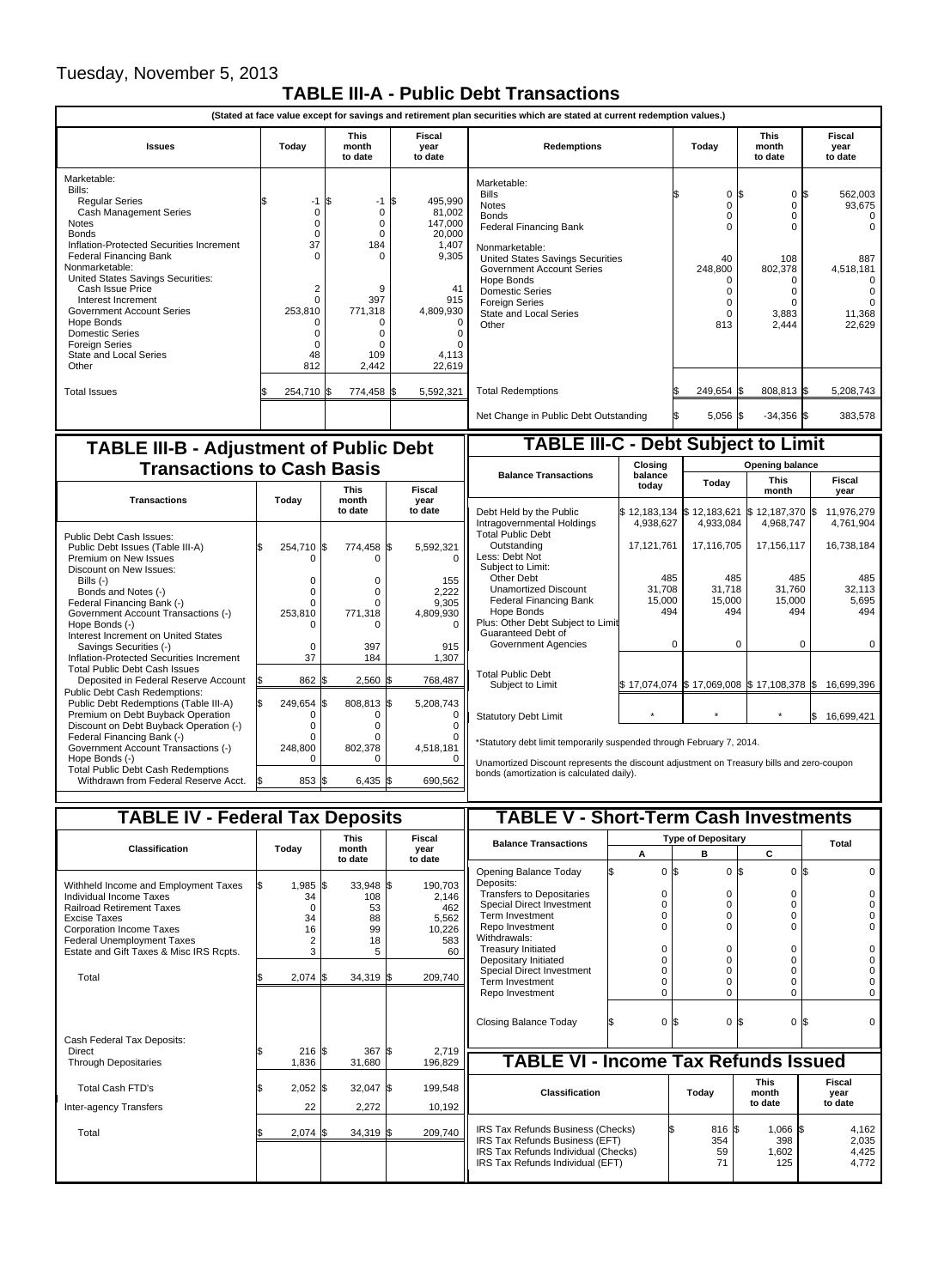Tuesday, November 5, 2013

# TABLE III-A - Public Debt Transactions

(Stated at face value except for savings and retirement plan securities which are stated at current redemption values.)

| Issues | Today | This month to date | Fiscal year to date |
|---|---|---|---|
| Marketable: | | | |
| Bills: | | | |
| Regular Series | $ -1 | $ -1 | $ 495,990 |
| Cash Management Series | 0 | 0 | 81,002 |
| Notes | 0 | 0 | 147,000 |
| Bonds | 0 | 0 | 20,000 |
| Inflation-Protected Securities Increment | 37 | 184 | 1,407 |
| Federal Financing Bank | 0 | 0 | 9,305 |
| Nonmarketable: | | | |
| United States Savings Securities: | | | |
| Cash Issue Price | 2 | 9 | 41 |
| Interest Increment | 0 | 397 | 915 |
| Government Account Series | 253,810 | 771,318 | 4,809,930 |
| Hope Bonds | 0 | 0 | 0 |
| Domestic Series | 0 | 0 | 0 |
| Foreign Series | 0 | 0 | 0 |
| State and Local Series | 48 | 109 | 4,113 |
| Other | 812 | 2,442 | 22,619 |
| Total Issues | $ 254,710 | $ 774,458 | $ 5,592,321 |

| Redemptions | Today | This month to date | Fiscal year to date |
|---|---|---|---|
| Marketable: | | | |
| Bills | $ 0 | $ 0 | $ 562,003 |
| Notes | 0 | 0 | 93,675 |
| Bonds | 0 | 0 | 0 |
| Federal Financing Bank | 0 | 0 | 0 |
| Nonmarketable: | | | |
| United States Savings Securities | 40 | 108 | 887 |
| Government Account Series | 248,800 | 802,378 | 4,518,181 |
| Hope Bonds | 0 | 0 | 0 |
| Domestic Series | 0 | 0 | 0 |
| Foreign Series | 0 | 0 | 0 |
| State and Local Series | 0 | 3,883 | 11,368 |
| Other | 813 | 2,444 | 22,629 |
| Total Redemptions | $ 249,654 | $ 808,813 | $ 5,208,743 |
| Net Change in Public Debt Outstanding | $ 5,056 | $ -34,356 | $ 383,578 |

# TABLE III-B - Adjustment of Public Debt Transactions to Cash Basis

| Transactions | Today | This month to date | Fiscal year to date |
|---|---|---|---|
| Public Debt Cash Issues: | | | |
| Public Debt Issues (Table III-A) | $ 254,710 | $ 774,458 | $ 5,592,321 |
| Premium on New Issues | 0 | 0 | 0 |
| Discount on New Issues: | | | |
| Bills (-) | 0 | 0 | 155 |
| Bonds and Notes (-) | 0 | 0 | 2,222 |
| Federal Financing Bank (-) | 0 | 0 | 9,305 |
| Government Account Transactions (-) | 253,810 | 771,318 | 4,809,930 |
| Hope Bonds (-) | 0 | 0 | 0 |
| Interest Increment on United States Savings Securities (-) | 0 | 397 | 915 |
| Inflation-Protected Securities Increment | 37 | 184 | 1,307 |
| Total Public Debt Cash Issues Deposited in Federal Reserve Account | $ 862 | $ 2,560 | $ 768,487 |
| Public Debt Cash Redemptions: | | | |
| Public Debt Redemptions (Table III-A) | $ 249,654 | $ 808,813 | $ 5,208,743 |
| Premium on Debt Buyback Operation | 0 | 0 | 0 |
| Discount on Debt Buyback Operation (-) | 0 | 0 | 0 |
| Federal Financing Bank (-) | 0 | 0 | 0 |
| Government Account Transactions (-) | 248,800 | 802,378 | 4,518,181 |
| Hope Bonds (-) | 0 | 0 | 0 |
| Total Public Debt Cash Redemptions Withdrawn from Federal Reserve Acct. | $ 853 | $ 6,435 | $ 690,562 |

# TABLE III-C - Debt Subject to Limit

| Balance Transactions | Closing balance today | Opening balance Today | Opening balance This month | Opening balance Fiscal year |
|---|---|---|---|---|
| Debt Held by the Public | $ 12,183,134 | $ 12,183,621 | $ 12,187,370 | $ 11,976,279 |
| Intragovernmental Holdings | 4,938,627 | 4,933,084 | 4,968,747 | 4,761,904 |
| Total Public Debt Outstanding | 17,121,761 | 17,116,705 | 17,156,117 | 16,738,184 |
| Less: Debt Not Subject to Limit: | | | | |
| Other Debt | 485 | 485 | 485 | 485 |
| Unamortized Discount | 31,708 | 31,718 | 31,760 | 32,113 |
| Federal Financing Bank | 15,000 | 15,000 | 15,000 | 5,695 |
| Hope Bonds | 494 | 494 | 494 | 494 |
| Plus: Other Debt Subject to Limit | | | | |
| Guaranteed Debt of Government Agencies | 0 | 0 | 0 | 0 |
| Total Public Debt Subject to Limit | $ 17,074,074 | $ 17,069,008 | $ 17,108,378 | $ 16,699,396 |
| Statutory Debt Limit | * | * | * | $ 16,699,421 |

*Statutory debt limit temporarily suspended through February 7, 2014.

Unamortized Discount represents the discount adjustment on Treasury bills and zero-coupon bonds (amortization is calculated daily).

# TABLE IV - Federal Tax Deposits

| Classification | Today | This month to date | Fiscal year to date |
|---|---|---|---|
| Withheld Income and Employment Taxes | $ 1,985 | $ 33,948 | $ 190,703 |
| Individual Income Taxes | 34 | 108 | 2,146 |
| Railroad Retirement Taxes | 0 | 53 | 462 |
| Excise Taxes | 34 | 88 | 5,562 |
| Corporation Income Taxes | 16 | 99 | 10,226 |
| Federal Unemployment Taxes | 2 | 18 | 583 |
| Estate and Gift Taxes & Misc IRS Rcpts. | 3 | 5 | 60 |
| Total | $ 2,074 | $ 34,319 | $ 209,740 |
| Cash Federal Tax Deposits: | | | |
| Direct | $ 216 | $ 367 | $ 2,719 |
| Through Depositaries | 1,836 | 31,680 | 196,829 |
| Total Cash FTD's | $ 2,052 | $ 32,047 | $ 199,548 |
| Inter-agency Transfers | 22 | 2,272 | 10,192 |
| Total | $ 2,074 | $ 34,319 | $ 209,740 |

# TABLE V - Short-Term Cash Investments

| Balance Transactions | Type of Depositary A | Type of Depositary B | Type of Depositary C | Total |
|---|---|---|---|---|
| Opening Balance Today | $ 0 | $ 0 | $ 0 | $ 0 |
| Deposits: | | | | |
| Transfers to Depositaries | 0 | 0 | 0 | 0 |
| Special Direct Investment | 0 | 0 | 0 | 0 |
| Term Investment | 0 | 0 | 0 | 0 |
| Repo Investment | 0 | 0 | 0 | 0 |
| Withdrawals: | | | | |
| Treasury Initiated | 0 | 0 | 0 | 0 |
| Depositary Initiated | 0 | 0 | 0 | 0 |
| Special Direct Investment | 0 | 0 | 0 | 0 |
| Term Investment | 0 | 0 | 0 | 0 |
| Repo Investment | 0 | 0 | 0 | 0 |
| Closing Balance Today | $ 0 | $ 0 | $ 0 | $ 0 |

# TABLE VI - Income Tax Refunds Issued

| Classification | Today | This month to date | Fiscal year to date |
|---|---|---|---|
| IRS Tax Refunds Business (Checks) | $ 816 | $ 1,066 | $ 4,162 |
| IRS Tax Refunds Business (EFT) | 354 | 398 | 2,035 |
| IRS Tax Refunds Individual (Checks) | 59 | 1,602 | 4,425 |
| IRS Tax Refunds Individual (EFT) | 71 | 125 | 4,772 |